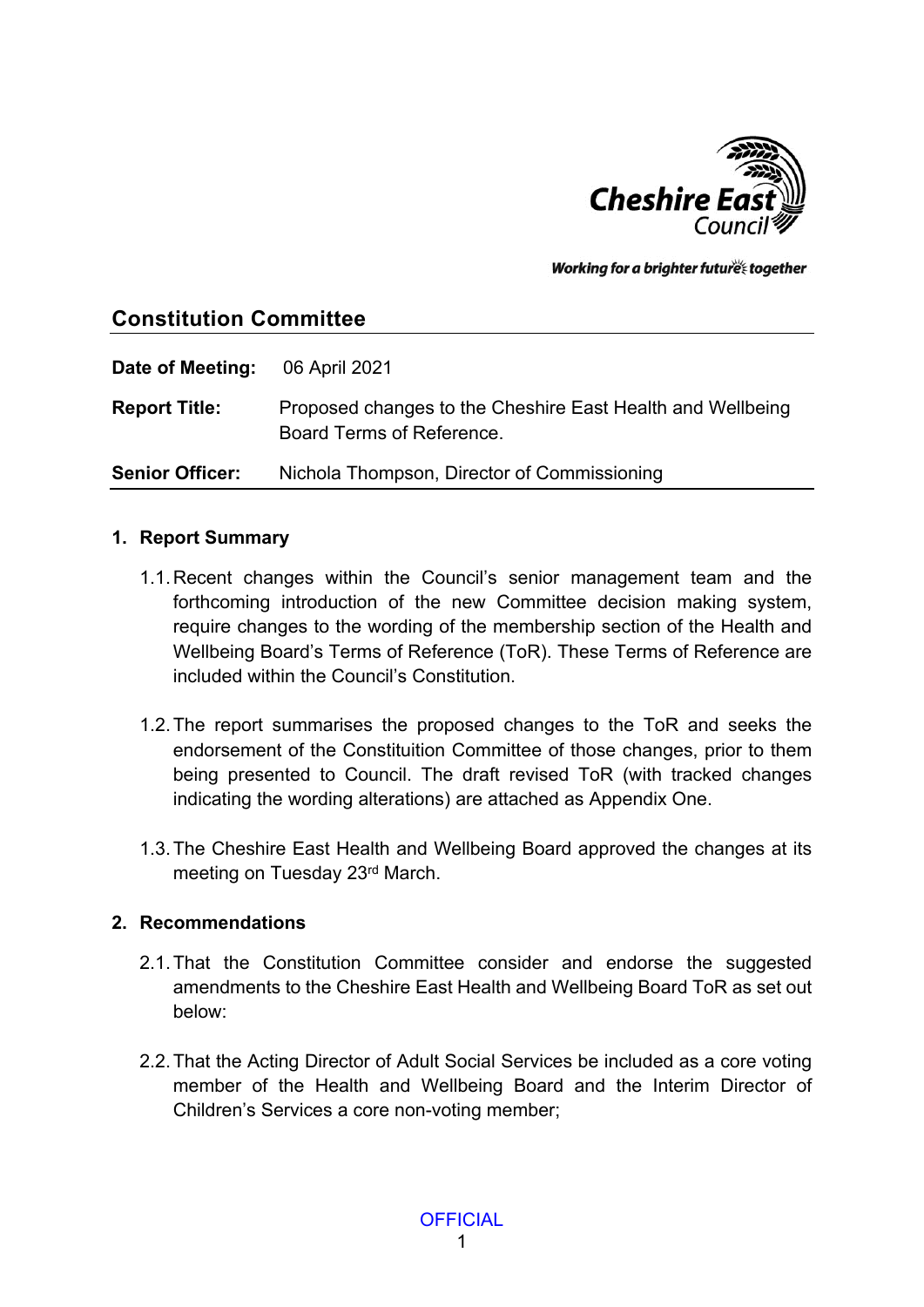Cheshire East Council

*Working for a brighter future together*

## Constitution Committee

**Date of Meeting:** 06 April 2021

**Report Title:** Proposed changes to the Cheshire East Health and Wellbeing Board Terms of Reference.

**Senior Officer:** Nichola Thompson, Director of Commissioning

### 1. Report Summary

1.1. Recent changes within the Council's senior management team and the forthcoming introduction of the new Committee decision making system, require changes to the wording of the membership section of the Health and Wellbeing Board's Terms of Reference (ToR). These Terms of Reference are included within the Council's Constitution.

1.2. The report summarises the proposed changes to the ToR and seeks the endorsement of the Constituition Committee of those changes, prior to them being presented to Council. The draft revised ToR (with tracked changes indicating the wording alterations) are attached as Appendix One.

1.3. The Cheshire East Health and Wellbeing Board approved the changes at its meeting on Tuesday 23rd March.

### 2. Recommendations

2.1. That the Constitution Committee consider and endorse the suggested amendments to the Cheshire East Health and Wellbeing Board ToR as set out below:

2.2. That the Acting Director of Adult Social Services be included as a core voting member of the Health and Wellbeing Board and the Interim Director of Children's Services a core non-voting member;

OFFICIAL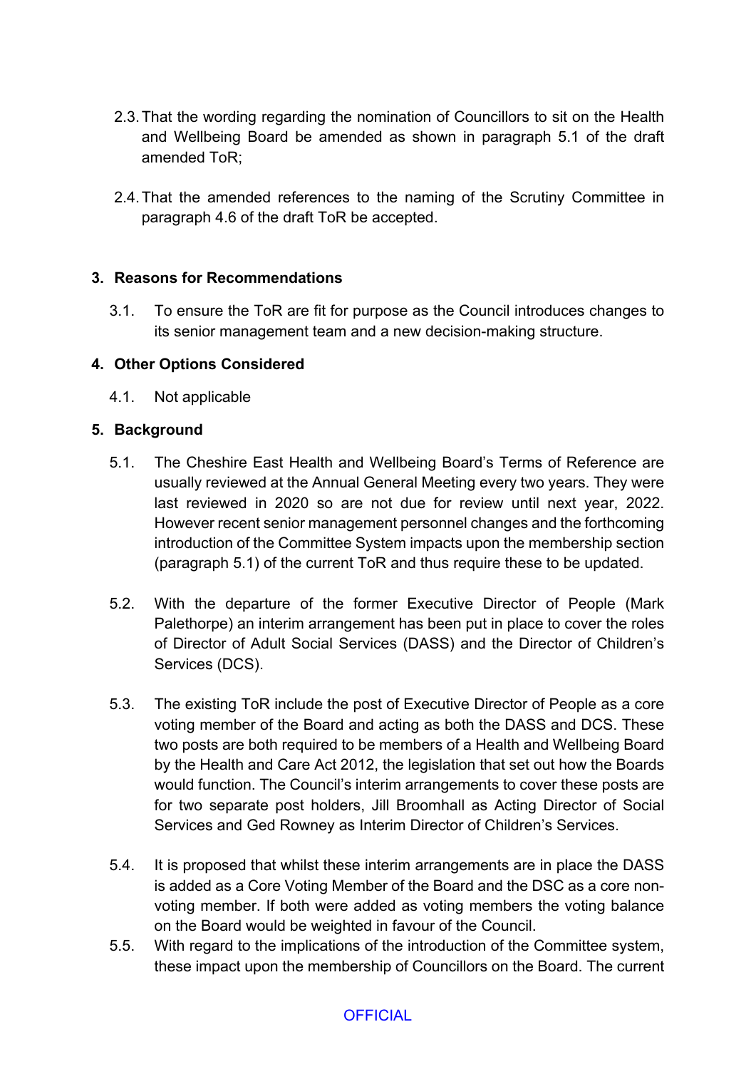2.3. That the wording regarding the nomination of Councillors to sit on the Health and Wellbeing Board be amended as shown in paragraph 5.1 of the draft amended ToR;

2.4. That the amended references to the naming of the Scrutiny Committee in paragraph 4.6 of the draft ToR be accepted.

## 3. Reasons for Recommendations

3.1. To ensure the ToR are fit for purpose as the Council introduces changes to its senior management team and a new decision-making structure.

## 4. Other Options Considered

4.1. Not applicable

## 5. Background

5.1. The Cheshire East Health and Wellbeing Board's Terms of Reference are usually reviewed at the Annual General Meeting every two years. They were last reviewed in 2020 so are not due for review until next year, 2022. However recent senior management personnel changes and the forthcoming introduction of the Committee System impacts upon the membership section (paragraph 5.1) of the current ToR and thus require these to be updated.

5.2. With the departure of the former Executive Director of People (Mark Palethorpe) an interim arrangement has been put in place to cover the roles of Director of Adult Social Services (DASS) and the Director of Children's Services (DCS).

5.3. The existing ToR include the post of Executive Director of People as a core voting member of the Board and acting as both the DASS and DCS. These two posts are both required to be members of a Health and Wellbeing Board by the Health and Care Act 2012, the legislation that set out how the Boards would function. The Council's interim arrangements to cover these posts are for two separate post holders, Jill Broomhall as Acting Director of Social Services and Ged Rowney as Interim Director of Children's Services.

5.4. It is proposed that whilst these interim arrangements are in place the DASS is added as a Core Voting Member of the Board and the DSC as a core non-voting member. If both were added as voting members the voting balance on the Board would be weighted in favour of the Council.

5.5. With regard to the implications of the introduction of the Committee system, these impact upon the membership of Councillors on the Board. The current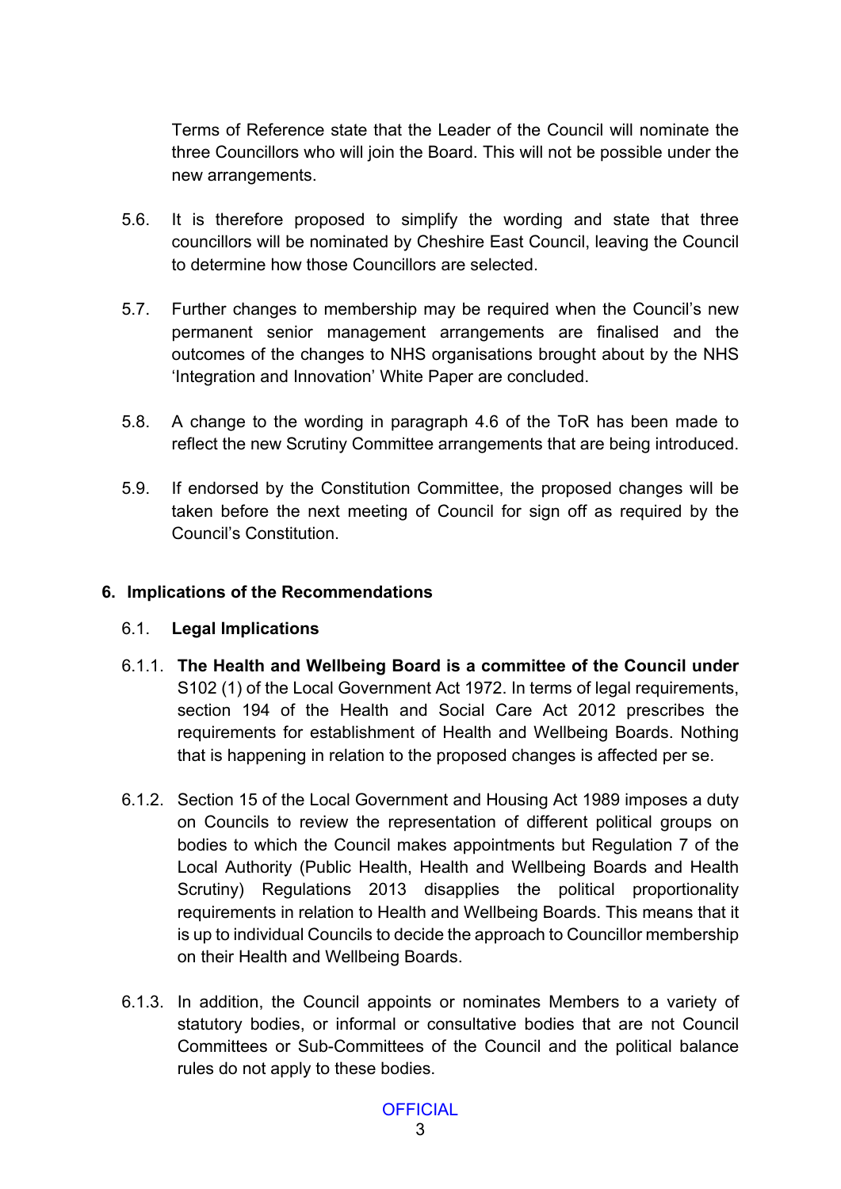Terms of Reference state that the Leader of the Council will nominate the three Councillors who will join the Board. This will not be possible under the new arrangements.

5.6. It is therefore proposed to simplify the wording and state that three councillors will be nominated by Cheshire East Council, leaving the Council to determine how those Councillors are selected.

5.7. Further changes to membership may be required when the Council's new permanent senior management arrangements are finalised and the outcomes of the changes to NHS organisations brought about by the NHS 'Integration and Innovation' White Paper are concluded.

5.8. A change to the wording in paragraph 4.6 of the ToR has been made to reflect the new Scrutiny Committee arrangements that are being introduced.

5.9. If endorsed by the Constitution Committee, the proposed changes will be taken before the next meeting of Council for sign off as required by the Council's Constitution.

## 6. Implications of the Recommendations

### 6.1. Legal Implications

6.1.1. **The Health and Wellbeing Board is a committee of the Council under** S102 (1) of the Local Government Act 1972. In terms of legal requirements, section 194 of the Health and Social Care Act 2012 prescribes the requirements for establishment of Health and Wellbeing Boards. Nothing that is happening in relation to the proposed changes is affected per se.

6.1.2. Section 15 of the Local Government and Housing Act 1989 imposes a duty on Councils to review the representation of different political groups on bodies to which the Council makes appointments but Regulation 7 of the Local Authority (Public Health, Health and Wellbeing Boards and Health Scrutiny) Regulations 2013 disapplies the political proportionality requirements in relation to Health and Wellbeing Boards. This means that it is up to individual Councils to decide the approach to Councillor membership on their Health and Wellbeing Boards.

6.1.3. In addition, the Council appoints or nominates Members to a variety of statutory bodies, or informal or consultative bodies that are not Council Committees or Sub-Committees of the Council and the political balance rules do not apply to these bodies.

OFFICIAL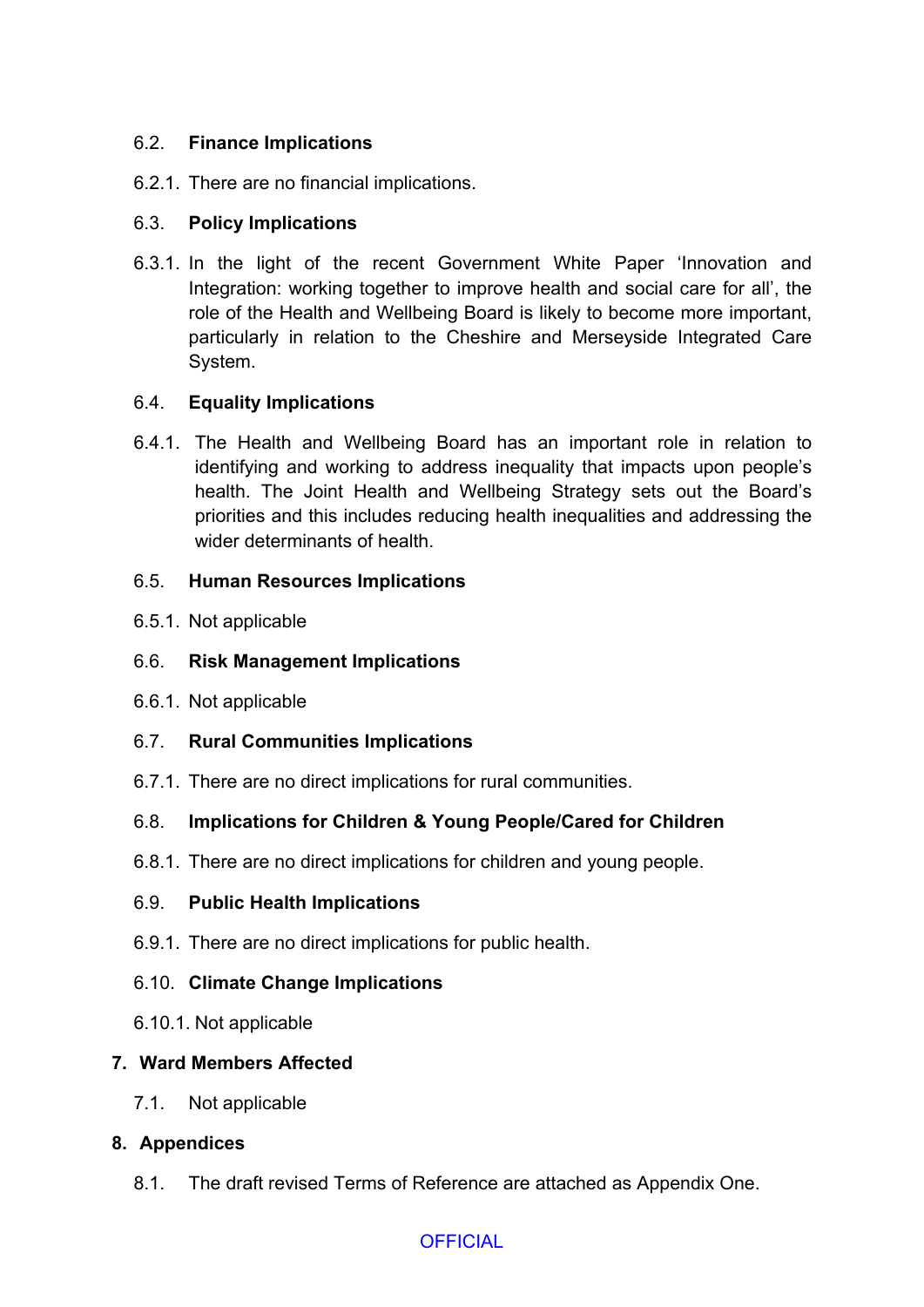### 6.2. Finance Implications

6.2.1. There are no financial implications.

### 6.3. Policy Implications

6.3.1. In the light of the recent Government White Paper 'Innovation and Integration: working together to improve health and social care for all', the role of the Health and Wellbeing Board is likely to become more important, particularly in relation to the Cheshire and Merseyside Integrated Care System.

### 6.4. Equality Implications

6.4.1. The Health and Wellbeing Board has an important role in relation to identifying and working to address inequality that impacts upon people's health. The Joint Health and Wellbeing Strategy sets out the Board's priorities and this includes reducing health inequalities and addressing the wider determinants of health.

### 6.5. Human Resources Implications

6.5.1. Not applicable

### 6.6. Risk Management Implications

6.6.1. Not applicable

### 6.7. Rural Communities Implications

6.7.1. There are no direct implications for rural communities.

### 6.8. Implications for Children & Young People/Cared for Children

6.8.1. There are no direct implications for children and young people.

### 6.9. Public Health Implications

6.9.1. There are no direct implications for public health.

### 6.10. Climate Change Implications

6.10.1. Not applicable

## 7. Ward Members Affected

7.1. Not applicable

## 8. Appendices

8.1. The draft revised Terms of Reference are attached as Appendix One.

OFFICIAL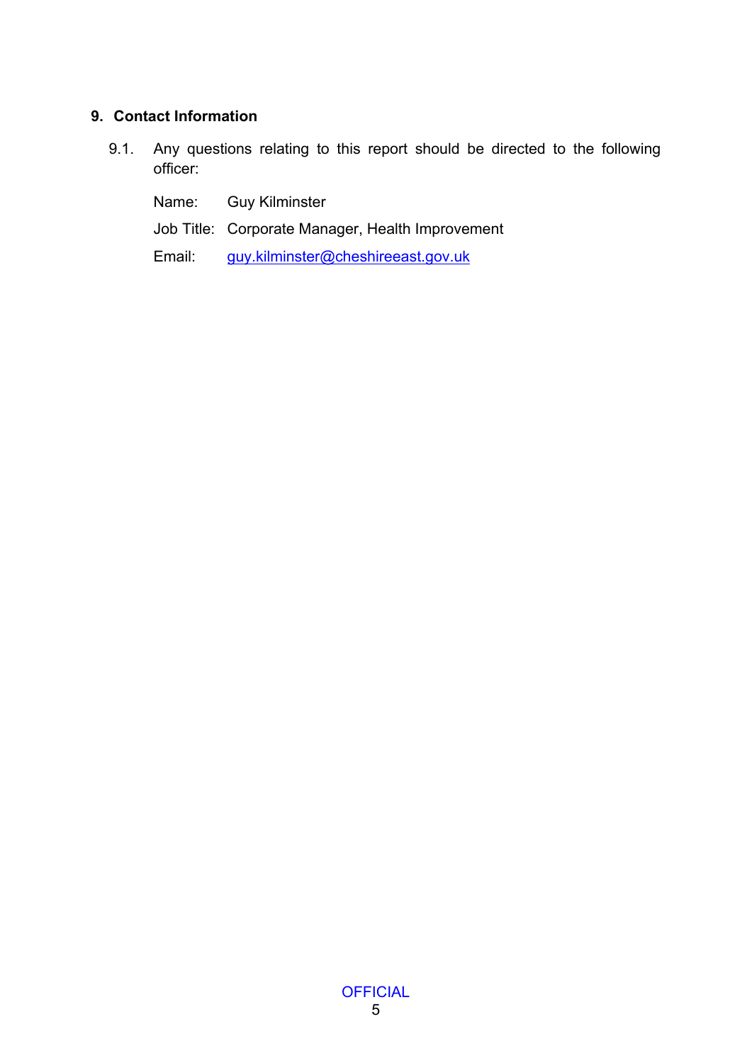## 9. Contact Information

9.1. Any questions relating to this report should be directed to the following officer:

Name: Guy Kilminster

Job Title: Corporate Manager, Health Improvement

Email: guy.kilminster@cheshireeast.gov.uk

OFFICIAL